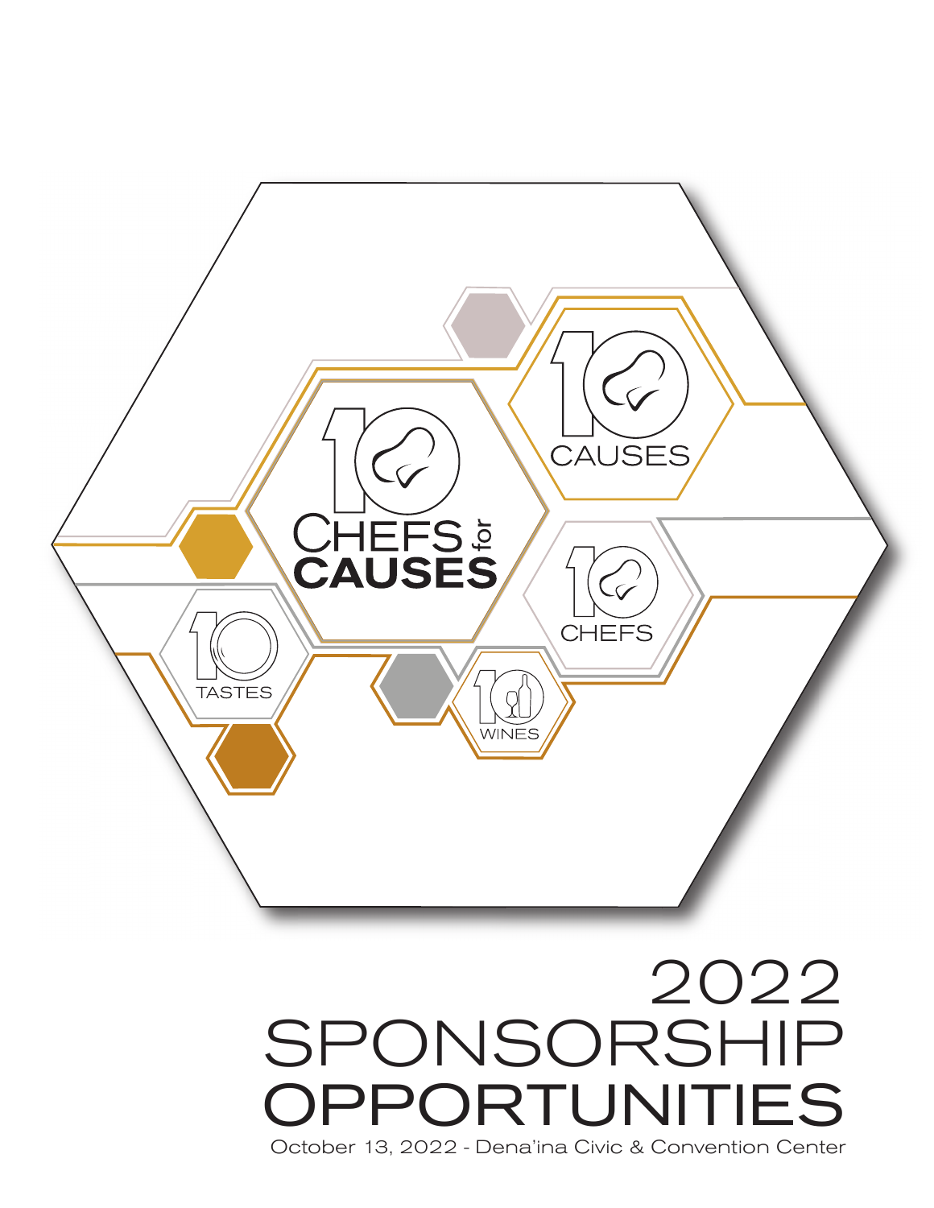10 CHEFS for CAUSES

10 CAUSES

10 CHEFS

10 TASTES

10 WINES

# 2022 SPONSORSHIP OPPORTUNITIES

October 13, 2022 - Dena'ina Civic & Convention Center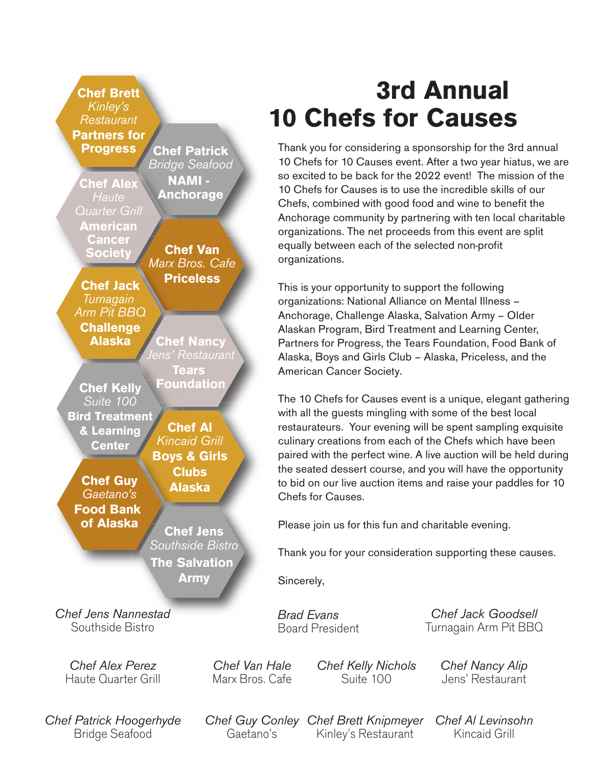**Chef Brett**
*Kinley's Restaurant*
**Partners for Progress**

**Chef Patrick**
*Bridge Seafood*
**NAMI - Anchorage**

**Chef Alex**
*Haute Quarter Grill*
**American Cancer Society**

**Chef Van**
*Marx Bros. Cafe*
**Priceless**

**Chef Jack**
*Turnagain Arm Pit BBQ*
**Challenge Alaska**

**Chef Nancy**
*Jens' Restaurant*
**Tears Foundation**

**Chef Kelly**
*Suite 100*
**Bird Treatment & Learning Center**

**Chef Al**
*Kincaid Grill*
**Boys & Girls Clubs Alaska**

**Chef Guy**
*Gaetano's*
**Food Bank of Alaska**

**Chef Jens**
*Southside Bistro*
**The Salvation Army**

# 3rd Annual 10 Chefs for Causes

Thank you for considering a sponsorship for the 3rd annual 10 Chefs for 10 Causes event. After a two year hiatus, we are so excited to be back for the 2022 event! The mission of the 10 Chefs for Causes is to use the incredible skills of our Chefs, combined with good food and wine to benefit the Anchorage community by partnering with ten local charitable organizations. The net proceeds from this event are split equally between each of the selected non-profit organizations.

This is your opportunity to support the following organizations: National Alliance on Mental Illness – Anchorage, Challenge Alaska, Salvation Army – Older Alaskan Program, Bird Treatment and Learning Center, Partners for Progress, the Tears Foundation, Food Bank of Alaska, Boys and Girls Club – Alaska, Priceless, and the American Cancer Society.

The 10 Chefs for Causes event is a unique, elegant gathering with all the guests mingling with some of the best local restaurateurs. Your evening will be spent sampling exquisite culinary creations from each of the Chefs which have been paired with the perfect wine. A live auction will be held during the seated dessert course, and you will have the opportunity to bid on our live auction items and raise your paddles for 10 Chefs for Causes.

Please join us for this fun and charitable evening.

Thank you for your consideration supporting these causes.

Sincerely,

*Chef Jens Nannestad*
Southside Bistro

*Brad Evans*
Board President

*Chef Jack Goodsell*
Turnagain Arm Pit BBQ

*Chef Alex Perez*
Haute Quarter Grill

*Chef Van Hale*
Marx Bros. Cafe

*Chef Kelly Nichols*
Suite 100

*Chef Nancy Alip*
Jens' Restaurant

*Chef Patrick Hoogerhyde*
Bridge Seafood

*Chef Guy Conley*
Gaetano's

*Chef Brett Knipmeyer*
Kinley's Restaurant

*Chef Al Levinsohn*
Kincaid Grill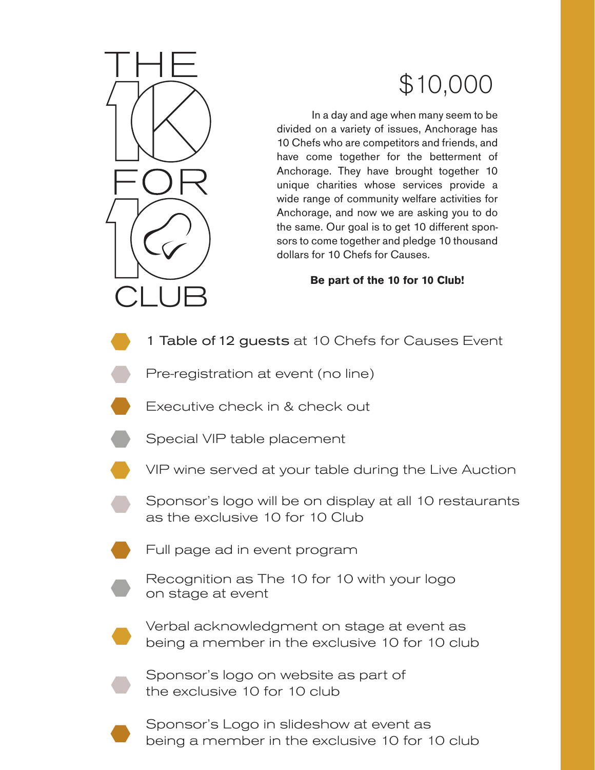# THE 10K FOR 10 CLUB

## $10,000

In a day and age when many seem to be divided on a variety of issues, Anchorage has 10 Chefs who are competitors and friends, and have come together for the betterment of Anchorage. They have brought together 10 unique charities whose services provide a wide range of community welfare activities for Anchorage, and now we are asking you to do the same. Our goal is to get 10 different sponsors to come together and pledge 10 thousand dollars for 10 Chefs for Causes.

**Be part of the 10 for 10 Club!**

- 1 Table of 12 guests at 10 Chefs for Causes Event
- Pre-registration at event (no line)
- Executive check in & check out
- Special VIP table placement
- VIP wine served at your table during the Live Auction
- Sponsor's logo will be on display at all 10 restaurants as the exclusive 10 for 10 Club
- Full page ad in event program
- Recognition as The 10 for 10 with your logo on stage at event
- Verbal acknowledgment on stage at event as being a member in the exclusive 10 for 10 club
- Sponsor's logo on website as part of the exclusive 10 for 10 club
- Sponsor's Logo in slideshow at event as being a member in the exclusive 10 for 10 club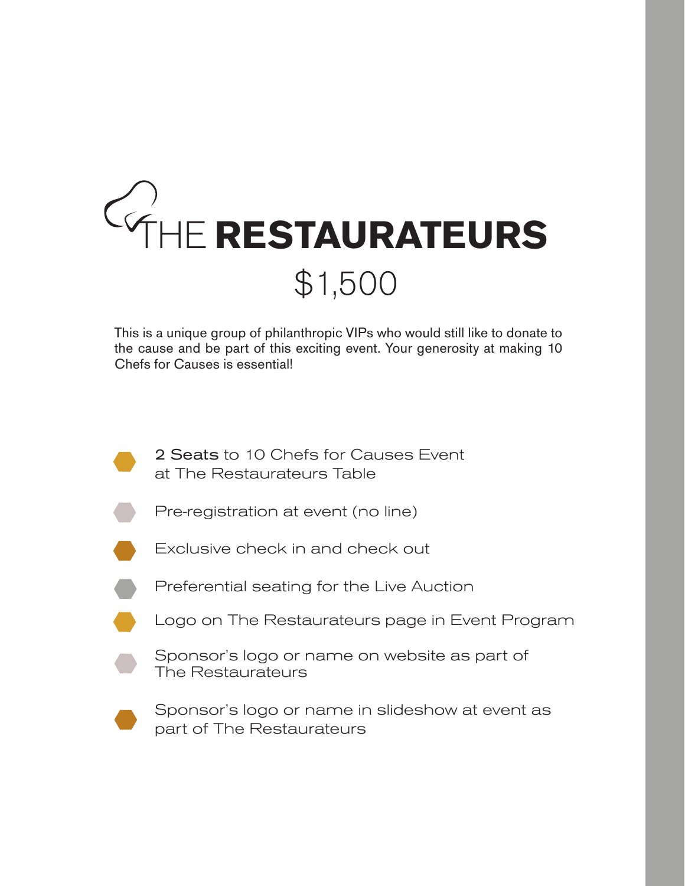# THE **RESTAURATEURS**

## $1,500

This is a unique group of philanthropic VIPs who would still like to donate to the cause and be part of this exciting event. Your generosity at making 10 Chefs for Causes is essential!

- **2 Seats** to 10 Chefs for Causes Event at The Restaurateurs Table
- Pre-registration at event (no line)
- Exclusive check in and check out
- Preferential seating for the Live Auction
- Logo on The Restaurateurs page in Event Program
- Sponsor's logo or name on website as part of The Restaurateurs
- Sponsor's logo or name in slideshow at event as part of The Restaurateurs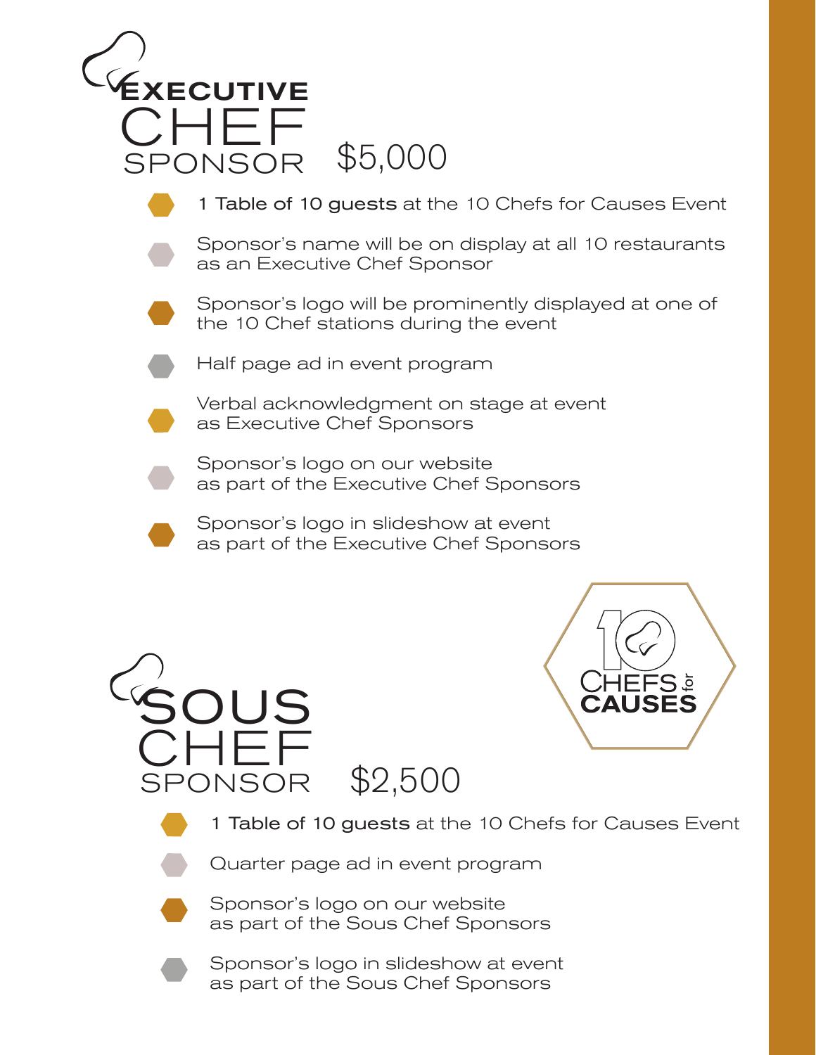# Executive Chef Sponsor $5,000

- **1 Table of 10 guests** at the 10 Chefs for Causes Event
- Sponsor's name will be on display at all 10 restaurants as an Executive Chef Sponsor
- Sponsor's logo will be prominently displayed at one of the 10 Chef stations during the event
- Half page ad in event program
- Verbal acknowledgment on stage at event as Executive Chef Sponsors
- Sponsor's logo on our website as part of the Executive Chef Sponsors
- Sponsor's logo in slideshow at event as part of the Executive Chef Sponsors

# Sous Chef Sponsor $2,500

- **1 Table of 10 guests** at the 10 Chefs for Causes Event
- Quarter page ad in event program
- Sponsor's logo on our website as part of the Sous Chef Sponsors
- Sponsor's logo in slideshow at event as part of the Sous Chef Sponsors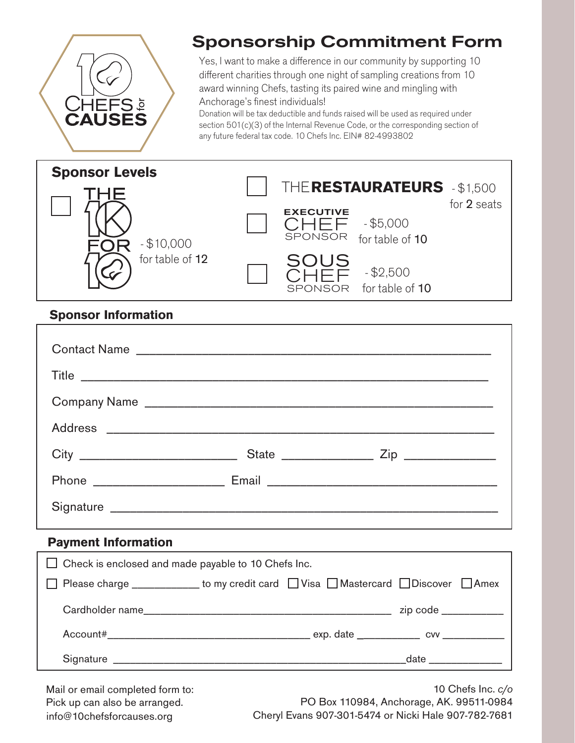10 CHEFS for CAUSES

# Sponsorship Commitment Form

Yes, I want to make a difference in our community by supporting 10 different charities through one night of sampling creations from 10 award winning Chefs, tasting its paired wine and mingling with Anchorage's finest individuals!

Donation will be tax deductible and funds raised will be used as required under section 501(c)(3) of the Internal Revenue Code, or the corresponding section of any future federal tax code. 10 Chefs Inc. EIN# 82-4993802

## Sponsor Levels

- ☐ THE 10K FOR 10 - $10,000 for table of 12
- ☐ THE **RESTAURATEURS** - $1,500 for 2 seats
- ☐ EXECUTIVE CHEF SPONSOR - $5,000 for table of 10
- ☐ SOUS CHEF SPONSOR - $2,500 for table of 10

## Sponsor Information

Contact Name ______________________________________________

Title ______________________________________________

Company Name ______________________________________________

Address ______________________________________________

City ____________________ State ____________ Zip ____________

Phone ________________ Email ____________________________

Signature ______________________________________________

## Payment Information

☐ Check is enclosed and made payable to 10 Chefs Inc.

☐ Please charge __________ to my credit card ☐ Visa ☐ Mastercard ☐ Discover ☐ Amex

Cardholder name______________________________________ zip code __________

Account#________________________________ exp. date __________ cvv __________

Signature ______________________________________________date ____________

Mail or email completed form to:
Pick up can also be arranged.
info@10chefsforcauses.org

10 Chefs Inc. *c/o*
PO Box 110984, Anchorage, AK. 99511-0984
Cheryl Evans 907-301-5474 or Nicki Hale 907-782-7681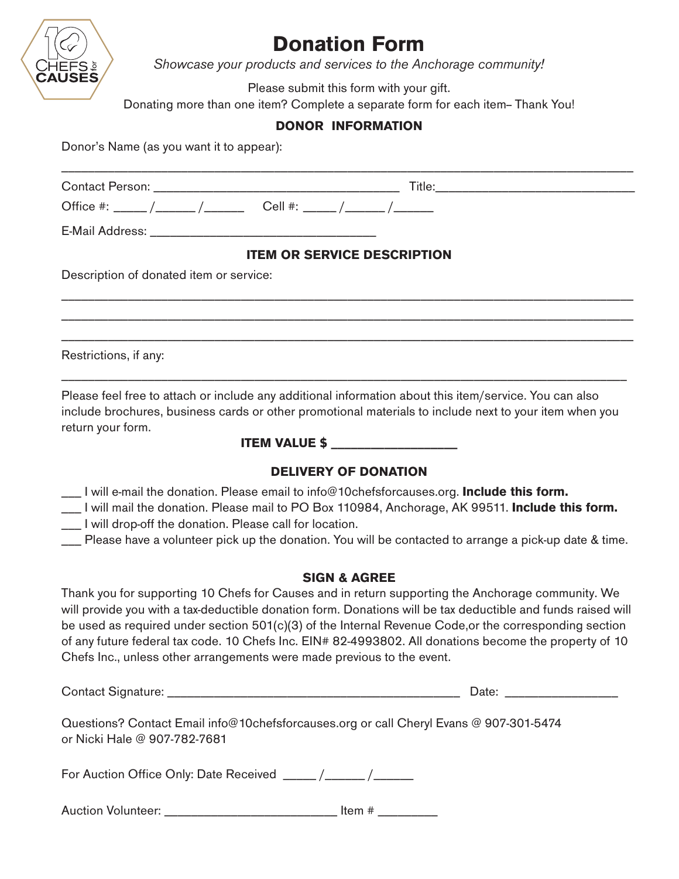# Donation Form

*Showcase your products and services to the Anchorage community!*

Please submit this form with your gift.

Donating more than one item? Complete a separate form for each item– Thank You!

## DONOR INFORMATION

Donor's Name (as you want it to appear):

_______________________________________________________________________________

Contact Person: __________________________________ Title:_____________________________

Office #: _____ /______ /______ Cell #: _____ /______ /______

E-Mail Address: _________________________________

## ITEM OR SERVICE DESCRIPTION

Description of donated item or service:

_______________________________________________________________________________

_______________________________________________________________________________

_______________________________________________________________________________

Restrictions, if any:

_______________________________________________________________________________

Please feel free to attach or include any additional information about this item/service. You can also include brochures, business cards or other promotional materials to include next to your item when you return your form.

**ITEM VALUE $ ________________**

## DELIVERY OF DONATION

___ I will e-mail the donation. Please email to info@10chefsforcauses.org. **Include this form.**

___ I will mail the donation. Please mail to PO Box 110984, Anchorage, AK 99511. **Include this form.**

___ I will drop-off the donation. Please call for location.

___ Please have a volunteer pick up the donation. You will be contacted to arrange a pick-up date & time.

## SIGN & AGREE

Thank you for supporting 10 Chefs for Causes and in return supporting the Anchorage community. We will provide you with a tax-deductible donation form. Donations will be tax deductible and funds raised will be used as required under section 501(c)(3) of the Internal Revenue Code,or the corresponding section of any future federal tax code. 10 Chefs Inc. EIN# 82-4993802. All donations become the property of 10 Chefs Inc., unless other arrangements were made previous to the event.

Contact Signature: ___________________________________________ Date: ________________

Questions? Contact Email info@10chefsforcauses.org or call Cheryl Evans @ 907-301-5474 or Nicki Hale @ 907-782-7681

For Auction Office Only: Date Received _____ /______ /______

Auction Volunteer: ________________________ Item # ________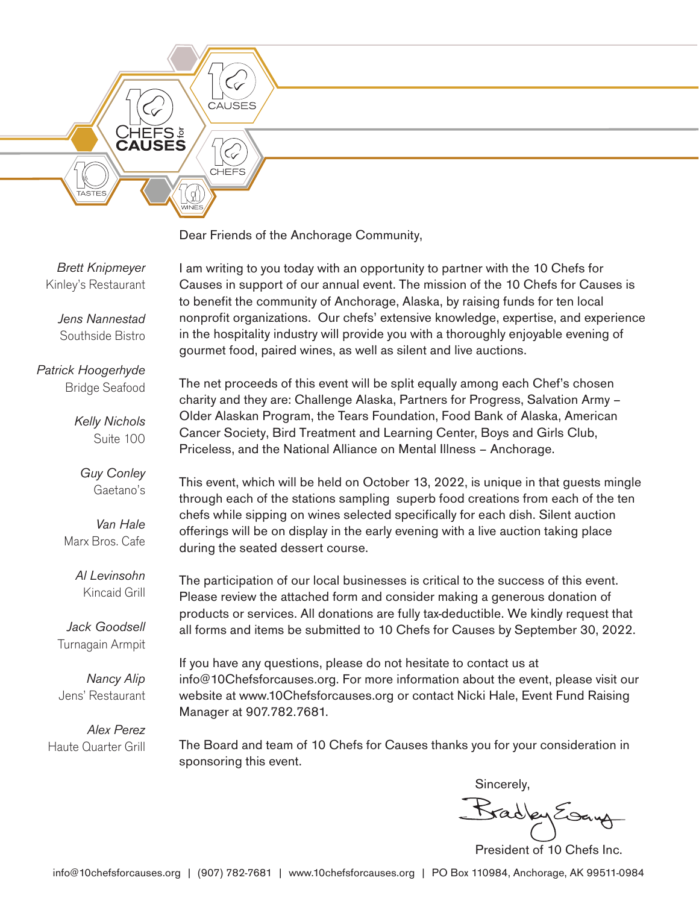10 CHEFS for CAUSES

Dear Friends of the Anchorage Community,

*Brett Knipmeyer*
Kinley's Restaurant

*Jens Nannestad*
Southside Bistro

*Patrick Hoogerhyde*
Bridge Seafood

*Kelly Nichols*
Suite 100

*Guy Conley*
Gaetano's

*Van Hale*
Marx Bros. Cafe

*Al Levinsohn*
Kincaid Grill

*Jack Goodsell*
Turnagain Armpit

*Nancy Alip*
Jens' Restaurant

*Alex Perez*
Haute Quarter Grill

I am writing to you today with an opportunity to partner with the 10 Chefs for Causes in support of our annual event. The mission of the 10 Chefs for Causes is to benefit the community of Anchorage, Alaska, by raising funds for ten local nonprofit organizations. Our chefs' extensive knowledge, expertise, and experience in the hospitality industry will provide you with a thoroughly enjoyable evening of gourmet food, paired wines, as well as silent and live auctions.

The net proceeds of this event will be split equally among each Chef's chosen charity and they are: Challenge Alaska, Partners for Progress, Salvation Army – Older Alaskan Program, the Tears Foundation, Food Bank of Alaska, American Cancer Society, Bird Treatment and Learning Center, Boys and Girls Club, Priceless, and the National Alliance on Mental Illness – Anchorage.

This event, which will be held on October 13, 2022, is unique in that guests mingle through each of the stations sampling superb food creations from each of the ten chefs while sipping on wines selected specifically for each dish. Silent auction offerings will be on display in the early evening with a live auction taking place during the seated dessert course.

The participation of our local businesses is critical to the success of this event. Please review the attached form and consider making a generous donation of products or services. All donations are fully tax-deductible. We kindly request that all forms and items be submitted to 10 Chefs for Causes by September 30, 2022.

If you have any questions, please do not hesitate to contact us at info@10Chefsforcauses.org. For more information about the event, please visit our website at www.10Chefsforcauses.org or contact Nicki Hale, Event Fund Raising Manager at 907.782.7681.

The Board and team of 10 Chefs for Causes thanks you for your consideration in sponsoring this event.

Sincerely,

Bradley Evans

President of 10 Chefs Inc.

info@10chefsforcauses.org | (907) 782-7681 | www.10chefsforcauses.org | PO Box 110984, Anchorage, AK 99511-0984